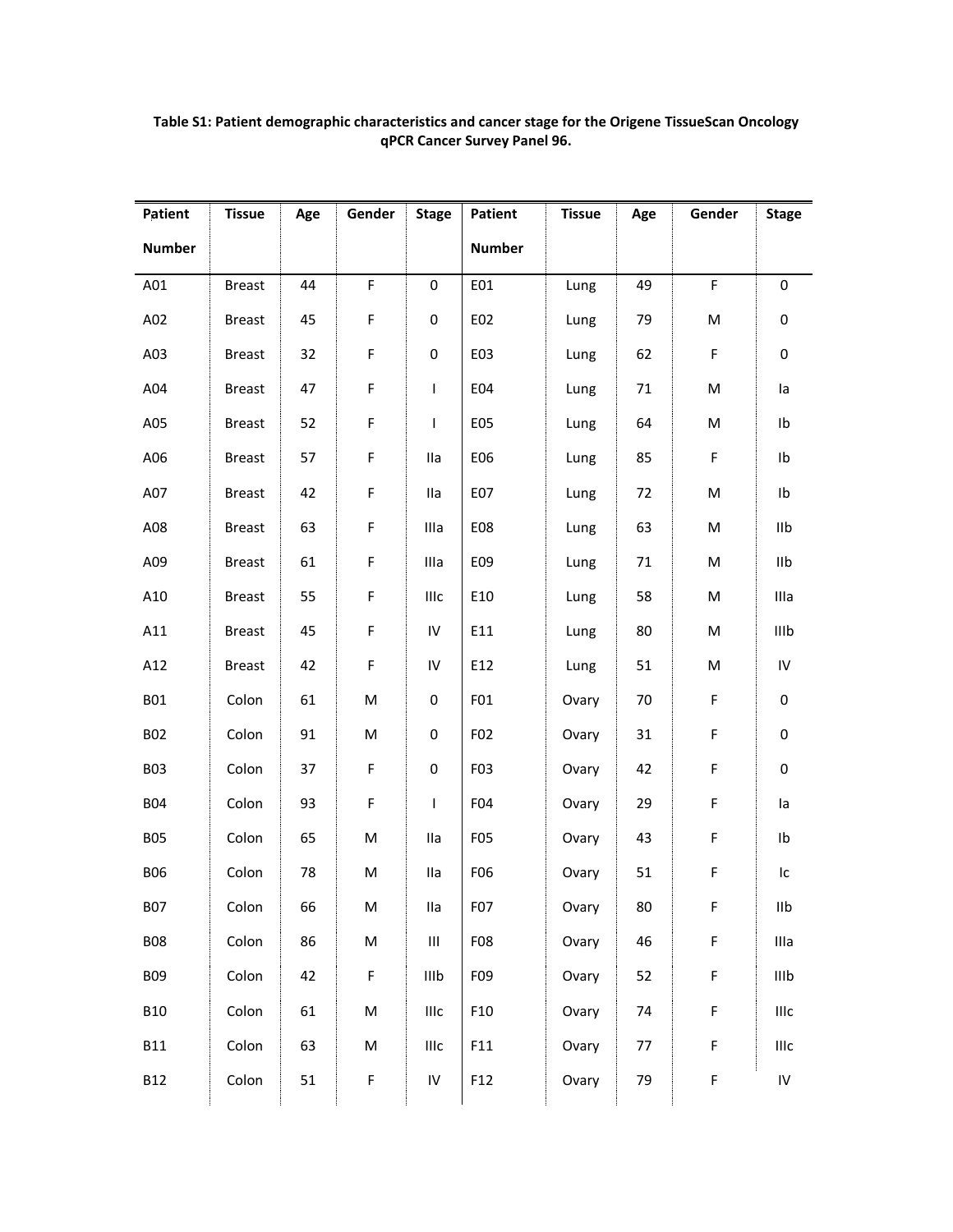**Table S1: Patient demographic characteristics and cancer stage for the Origene TissueScan Oncology qPCR Cancer Survey Panel 96.**

| Patient Number | Tissue | Age | Gender | Stage | Patient Number | Tissue | Age | Gender | Stage |
|---|---|---|---|---|---|---|---|---|---|
| A01 | Breast | 44 | F | 0 | E01 | Lung | 49 | F | 0 |
| A02 | Breast | 45 | F | 0 | E02 | Lung | 79 | M | 0 |
| A03 | Breast | 32 | F | 0 | E03 | Lung | 62 | F | 0 |
| A04 | Breast | 47 | F | I | E04 | Lung | 71 | M | Ia |
| A05 | Breast | 52 | F | I | E05 | Lung | 64 | M | Ib |
| A06 | Breast | 57 | F | IIa | E06 | Lung | 85 | F | Ib |
| A07 | Breast | 42 | F | IIa | E07 | Lung | 72 | M | Ib |
| A08 | Breast | 63 | F | IIIa | E08 | Lung | 63 | M | IIb |
| A09 | Breast | 61 | F | IIIa | E09 | Lung | 71 | M | IIb |
| A10 | Breast | 55 | F | IIIc | E10 | Lung | 58 | M | IIIa |
| A11 | Breast | 45 | F | IV | E11 | Lung | 80 | M | IIIb |
| A12 | Breast | 42 | F | IV | E12 | Lung | 51 | M | IV |
| B01 | Colon | 61 | M | 0 | F01 | Ovary | 70 | F | 0 |
| B02 | Colon | 91 | M | 0 | F02 | Ovary | 31 | F | 0 |
| B03 | Colon | 37 | F | 0 | F03 | Ovary | 42 | F | 0 |
| B04 | Colon | 93 | F | I | F04 | Ovary | 29 | F | Ia |
| B05 | Colon | 65 | M | IIa | F05 | Ovary | 43 | F | Ib |
| B06 | Colon | 78 | M | IIa | F06 | Ovary | 51 | F | Ic |
| B07 | Colon | 66 | M | IIa | F07 | Ovary | 80 | F | IIb |
| B08 | Colon | 86 | M | III | F08 | Ovary | 46 | F | IIIa |
| B09 | Colon | 42 | F | IIIb | F09 | Ovary | 52 | F | IIIb |
| B10 | Colon | 61 | M | IIIc | F10 | Ovary | 74 | F | IIIc |
| B11 | Colon | 63 | M | IIIc | F11 | Ovary | 77 | F | IIIc |
| B12 | Colon | 51 | F | IV | F12 | Ovary | 79 | F | IV |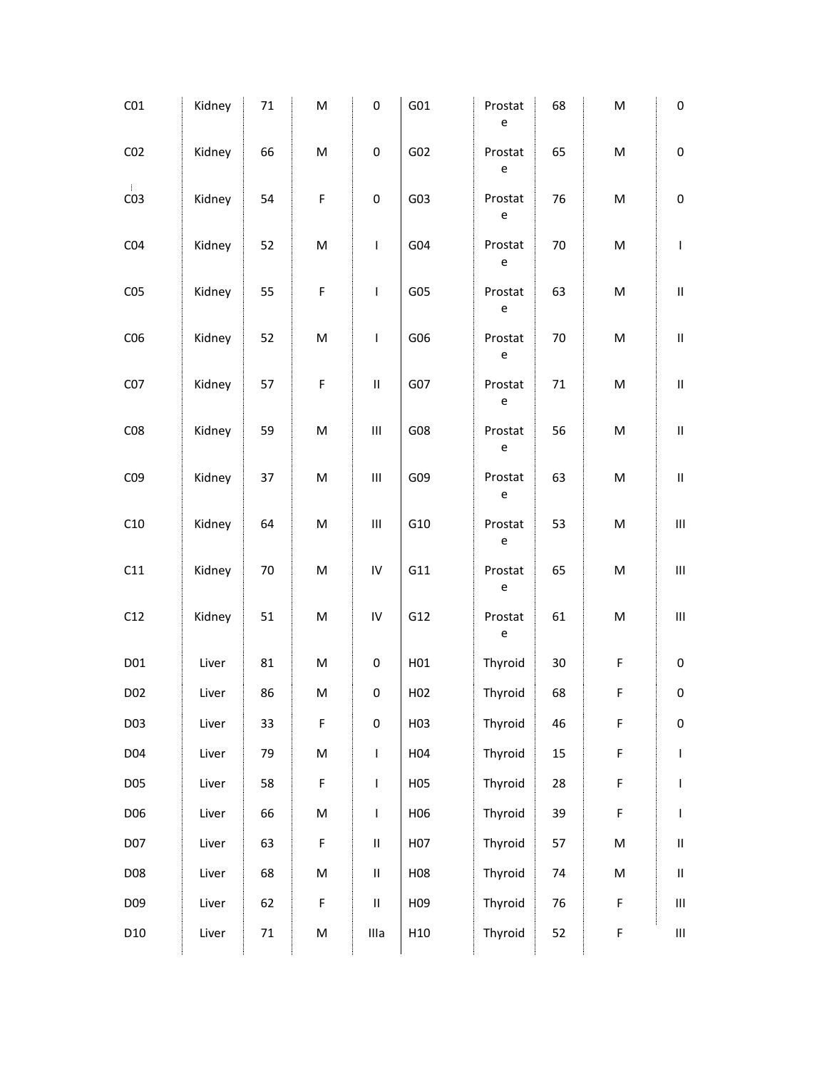| | | | | | | | | | |
|---|---|---|---|---|---|---|---|---|---|
| C01 | Kidney | 71 | M | 0 | G01 | Prostate | 68 | M | 0 |
| C02 | Kidney | 66 | M | 0 | G02 | Prostate | 65 | M | 0 |
| C03 | Kidney | 54 | F | 0 | G03 | Prostate | 76 | M | 0 |
| C04 | Kidney | 52 | M | I | G04 | Prostate | 70 | M | I |
| C05 | Kidney | 55 | F | I | G05 | Prostate | 63 | M | II |
| C06 | Kidney | 52 | M | I | G06 | Prostate | 70 | M | II |
| C07 | Kidney | 57 | F | II | G07 | Prostate | 71 | M | II |
| C08 | Kidney | 59 | M | III | G08 | Prostate | 56 | M | II |
| C09 | Kidney | 37 | M | III | G09 | Prostate | 63 | M | II |
| C10 | Kidney | 64 | M | III | G10 | Prostate | 53 | M | III |
| C11 | Kidney | 70 | M | IV | G11 | Prostate | 65 | M | III |
| C12 | Kidney | 51 | M | IV | G12 | Prostate | 61 | M | III |
| D01 | Liver | 81 | M | 0 | H01 | Thyroid | 30 | F | 0 |
| D02 | Liver | 86 | M | 0 | H02 | Thyroid | 68 | F | 0 |
| D03 | Liver | 33 | F | 0 | H03 | Thyroid | 46 | F | 0 |
| D04 | Liver | 79 | M | I | H04 | Thyroid | 15 | F | I |
| D05 | Liver | 58 | F | I | H05 | Thyroid | 28 | F | I |
| D06 | Liver | 66 | M | I | H06 | Thyroid | 39 | F | I |
| D07 | Liver | 63 | F | II | H07 | Thyroid | 57 | M | II |
| D08 | Liver | 68 | M | II | H08 | Thyroid | 74 | M | II |
| D09 | Liver | 62 | F | II | H09 | Thyroid | 76 | F | III |
| D10 | Liver | 71 | M | IIIa | H10 | Thyroid | 52 | F | III |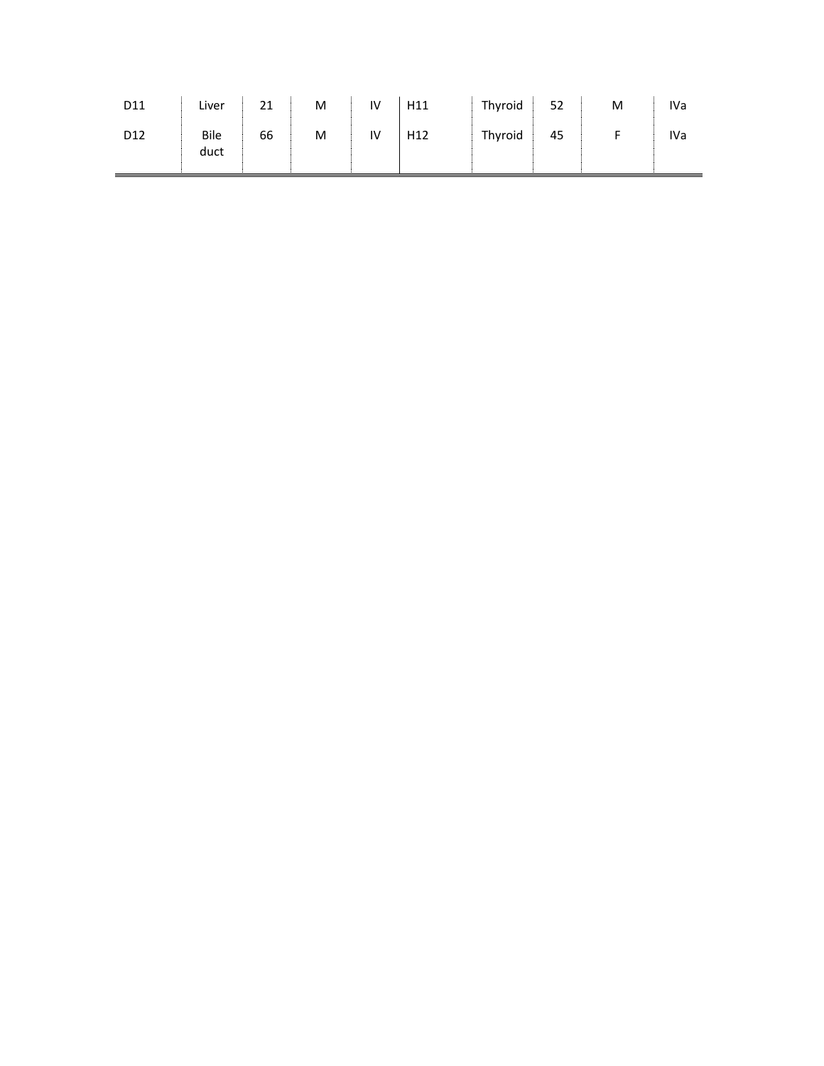| | | | | | | | | | |
|---|---|---|---|---|---|---|---|---|---|
| D11 | Liver | 21 | M | IV | H11 | Thyroid | 52 | M | IVa |
| D12 | Bile duct | 66 | M | IV | H12 | Thyroid | 45 | F | IVa |